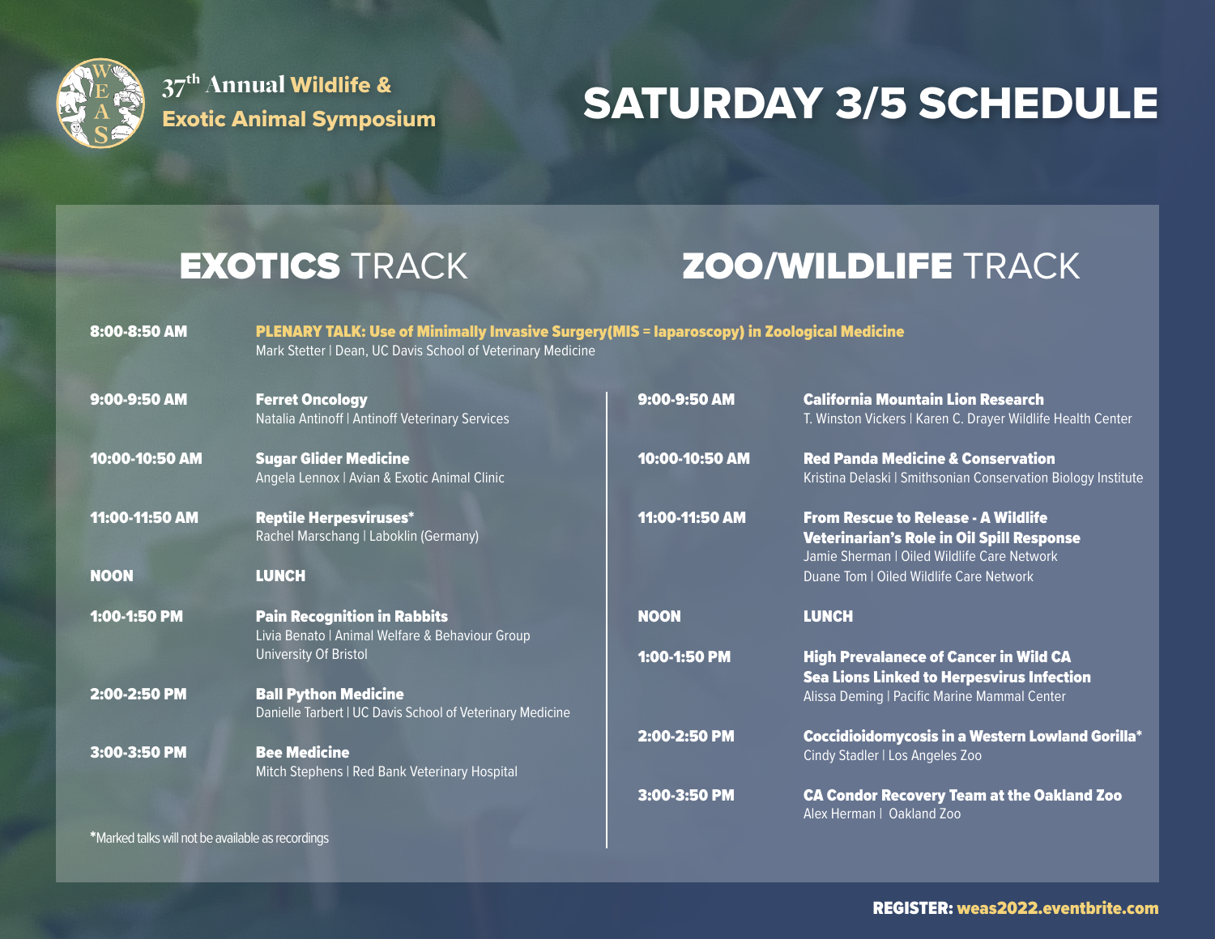37th Annual **Wildlife & Exotic Animal Symposium**

# SATURDAY 3/5 SCHEDULE

**8:00-8:50 AM** — **PLENARY TALK: Use of Minimally Invasive Surgery(MIS = laparoscopy) in Zoological Medicine**
Mark Stetter | Dean, UC Davis School of Veterinary Medicine

## EXOTICS TRACK

| Time | Session |
|---|---|
| 9:00-9:50 AM | **Ferret Oncology**<br>Natalia Antinoff \| Antinoff Veterinary Services |
| 10:00-10:50 AM | **Sugar Glider Medicine**<br>Angela Lennox \| Avian & Exotic Animal Clinic |
| 11:00-11:50 AM | **Reptile Herpesviruses***<br>Rachel Marschang \| Laboklin (Germany) |
| NOON | **LUNCH** |
| 1:00-1:50 PM | **Pain Recognition in Rabbits**<br>Livia Benato \| Animal Welfare & Behaviour Group University Of Bristol |
| 2:00-2:50 PM | **Ball Python Medicine**<br>Danielle Tarbert \| UC Davis School of Veterinary Medicine |
| 3:00-3:50 PM | **Bee Medicine**<br>Mitch Stephens \| Red Bank Veterinary Hospital |

## ZOO/WILDLIFE TRACK

| Time | Session |
|---|---|
| 9:00-9:50 AM | **California Mountain Lion Research**<br>T. Winston Vickers \| Karen C. Drayer Wildlife Health Center |
| 10:00-10:50 AM | **Red Panda Medicine & Conservation**<br>Kristina Delaski \| Smithsonian Conservation Biology Institute |
| 11:00-11:50 AM | **From Rescue to Release - A Wildlife Veterinarian's Role in Oil Spill Response**<br>Jamie Sherman \| Oiled Wildlife Care Network<br>Duane Tom \| Oiled Wildlife Care Network |
| NOON | **LUNCH** |
| 1:00-1:50 PM | **High Prevalanece of Cancer in Wild CA Sea Lions Linked to Herpesvirus Infection**<br>Alissa Deming \| Pacific Marine Mammal Center |
| 2:00-2:50 PM | **Coccidioidomycosis in a Western Lowland Gorilla***<br>Cindy Stadler \| Los Angeles Zoo |
| 3:00-3:50 PM | **CA Condor Recovery Team at the Oakland Zoo**<br>Alex Herman \| Oakland Zoo |

*Marked talks will not be available as recordings

**REGISTER: weas2022.eventbrite.com**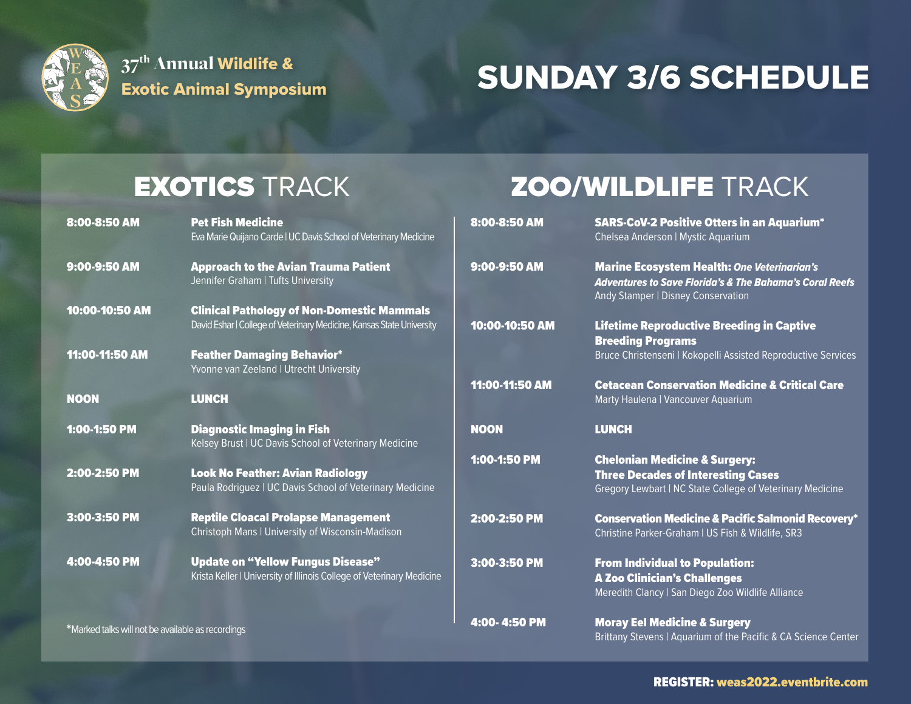37th Annual **Wildlife & Exotic Animal Symposium**

# SUNDAY 3/6 SCHEDULE

## EXOTICS TRACK

**8:00-8:50 AM** — **Pet Fish Medicine**
Eva Marie Quijano Carde | UC Davis School of Veterinary Medicine

**9:00-9:50 AM** — **Approach to the Avian Trauma Patient**
Jennifer Graham | Tufts University

**10:00-10:50 AM** — **Clinical Pathology of Non-Domestic Mammals**
David Eshar | College of Veterinary Medicine, Kansas State University

**11:00-11:50 AM** — **Feather Damaging Behavior***
Yvonne van Zeeland | Utrecht University

**NOON** — **LUNCH**

**1:00-1:50 PM** — **Diagnostic Imaging in Fish**
Kelsey Brust | UC Davis School of Veterinary Medicine

**2:00-2:50 PM** — **Look No Feather: Avian Radiology**
Paula Rodriguez | UC Davis School of Veterinary Medicine

**3:00-3:50 PM** — **Reptile Cloacal Prolapse Management**
Christoph Mans | University of Wisconsin-Madison

**4:00-4:50 PM** — **Update on "Yellow Fungus Disease"**
Krista Keller | University of Illinois College of Veterinary Medicine

*Marked talks will not be available as recordings

## ZOO/WILDLIFE TRACK

**8:00-8:50 AM** — **SARS-CoV-2 Positive Otters in an Aquarium***
Chelsea Anderson | Mystic Aquarium

**9:00-9:50 AM** — **Marine Ecosystem Health:** ***One Veterinarian's Adventures to Save Florida's & The Bahama's Coral Reefs***
Andy Stamper | Disney Conservation

**10:00-10:50 AM** — **Lifetime Reproductive Breeding in Captive Breeding Programs**
Bruce Christenseni | Kokopelli Assisted Reproductive Services

**11:00-11:50 AM** — **Cetacean Conservation Medicine & Critical Care**
Marty Haulena | Vancouver Aquarium

**NOON** — **LUNCH**

**1:00-1:50 PM** — **Chelonian Medicine & Surgery: Three Decades of Interesting Cases**
Gregory Lewbart | NC State College of Veterinary Medicine

**2:00-2:50 PM** — **Conservation Medicine & Pacific Salmonid Recovery***
Christine Parker-Graham | US Fish & Wildlife, SR3

**3:00-3:50 PM** — **From Individual to Population: A Zoo Clinician's Challenges**
Meredith Clancy | San Diego Zoo Wildlife Alliance

**4:00- 4:50 PM** — **Moray Eel Medicine & Surgery**
Brittany Stevens | Aquarium of the Pacific & CA Science Center

**REGISTER:** weas2022.eventbrite.com